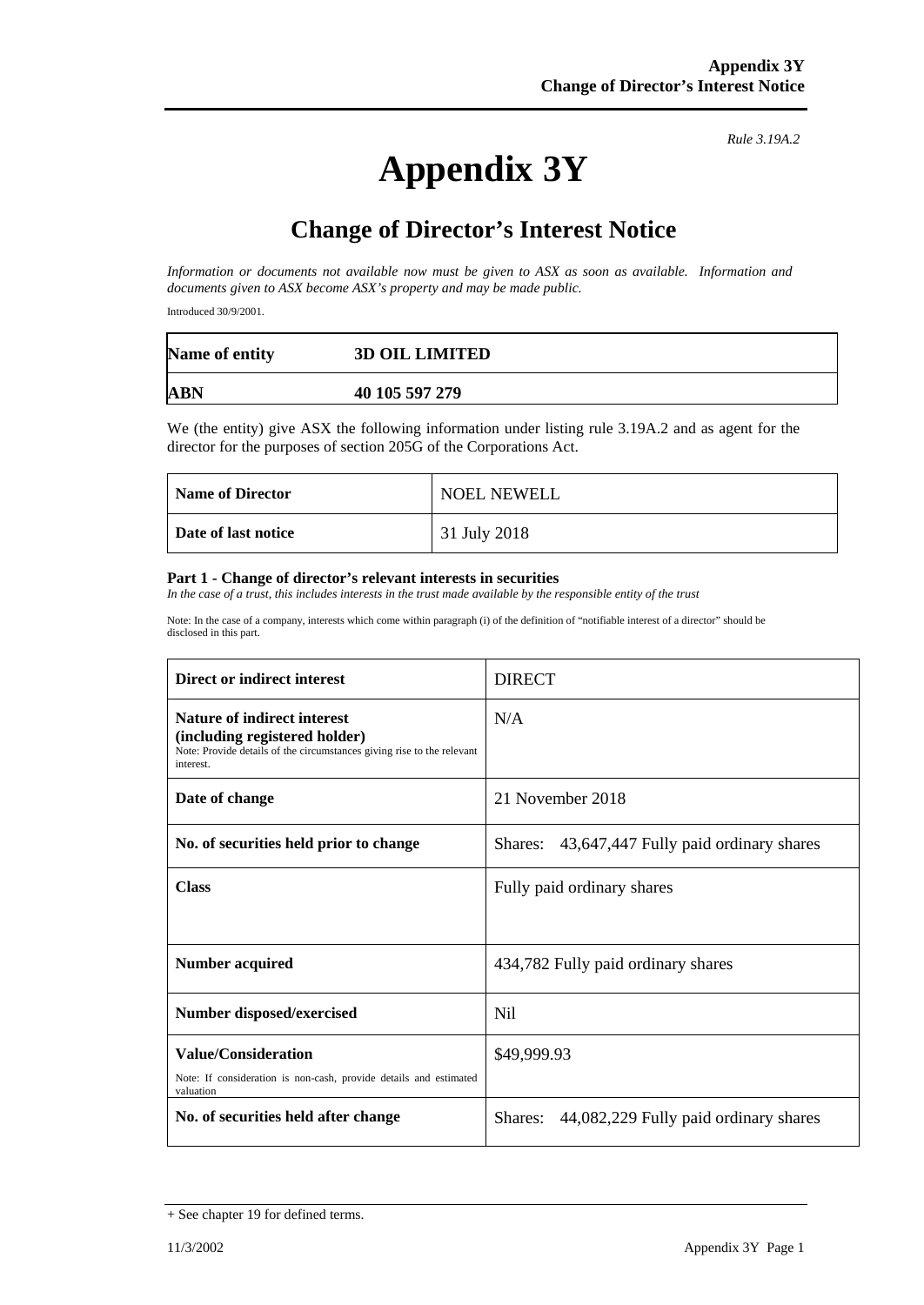*Rule 3.19A.2*

# Appendix 3Y

## Change of Director's Interest Notice

*Information or documents not available now must be given to ASX as soon as available. Information and documents given to ASX become ASX's property and may be made public.*

Introduced 30/9/2001.

| **Name of entity** | **3D OIL LIMITED** |
|---|---|
| **ABN** | **40 105 597 279** |

We (the entity) give ASX the following information under listing rule 3.19A.2 and as agent for the director for the purposes of section 205G of the Corporations Act.

| **Name of Director** | NOEL NEWELL |
|---|---|
| **Date of last notice** | 31 July 2018 |

**Part 1 - Change of director's relevant interests in securities**

*In the case of a trust, this includes interests in the trust made available by the responsible entity of the trust*

Note: In the case of a company, interests which come within paragraph (i) of the definition of "notifiable interest of a director" should be disclosed in this part.

| **Direct or indirect interest** | DIRECT |
|---|---|
| **Nature of indirect interest (including registered holder)** Note: Provide details of the circumstances giving rise to the relevant interest. | N/A |
| **Date of change** | 21 November 2018 |
| **No. of securities held prior to change** | Shares: 43,647,447 Fully paid ordinary shares |
| **Class** | Fully paid ordinary shares |
| **Number acquired** | 434,782 Fully paid ordinary shares |
| **Number disposed/exercised** | Nil |
| **Value/Consideration** Note: If consideration is non-cash, provide details and estimated valuation | $49,999.93 |
| **No. of securities held after change** | Shares: 44,082,229 Fully paid ordinary shares |

+ See chapter 19 for defined terms.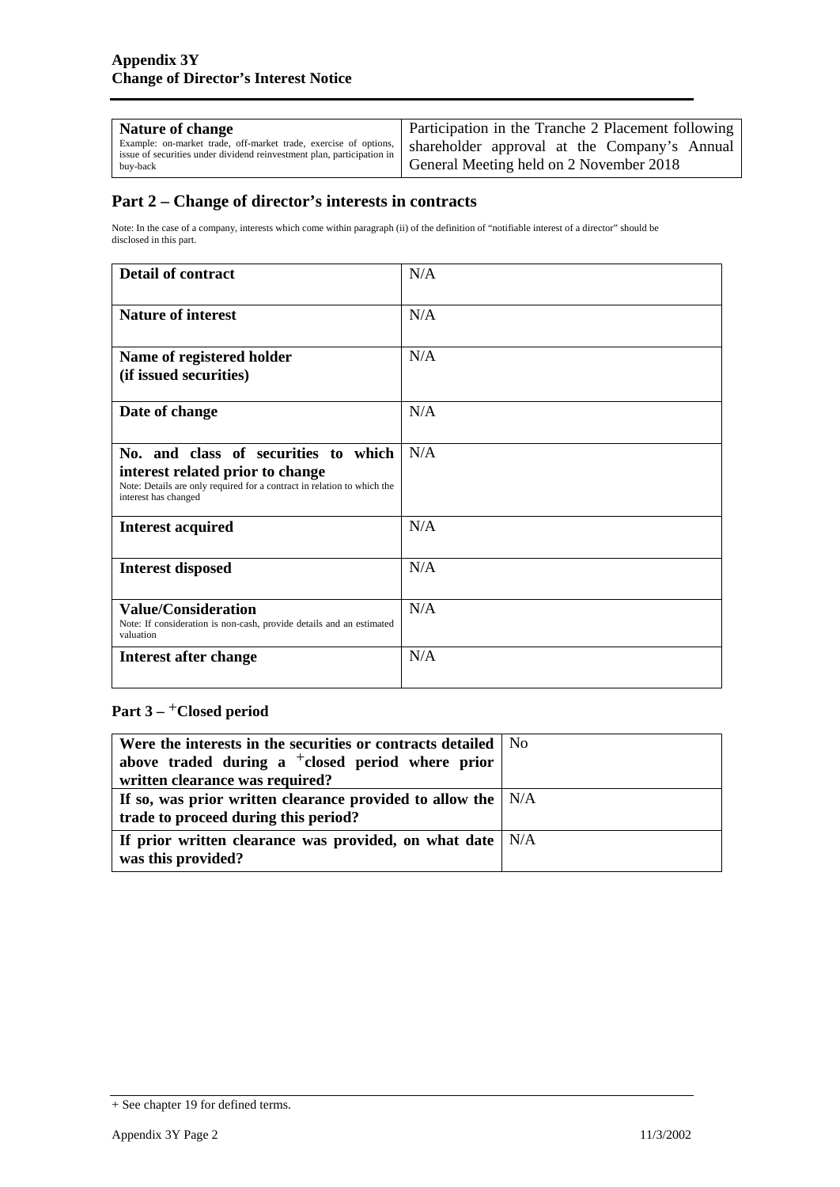| | |
|---|---|
| **Nature of change**<br>Example: on-market trade, off-market trade, exercise of options, issue of securities under dividend reinvestment plan, participation in buy-back | Participation in the Tranche 2 Placement following shareholder approval at the Company's Annual General Meeting held on 2 November 2018 |

## Part 2 – Change of director's interests in contracts

Note: In the case of a company, interests which come within paragraph (ii) of the definition of "notifiable interest of a director" should be disclosed in this part.

| | |
|---|---|
| **Detail of contract** | N/A |
| **Nature of interest** | N/A |
| **Name of registered holder**<br>**(if issued securities)** | N/A |
| **Date of change** | N/A |
| **No. and class of securities to which interest related prior to change**<br>Note: Details are only required for a contract in relation to which the interest has changed | N/A |
| **Interest acquired** | N/A |
| **Interest disposed** | N/A |
| **Value/Consideration**<br>Note: If consideration is non-cash, provide details and an estimated valuation | N/A |
| **Interest after change** | N/A |

## Part 3 – +Closed period

| | |
|---|---|
| **Were the interests in the securities or contracts detailed above traded during a +closed period where prior written clearance was required?** | No |
| **If so, was prior written clearance provided to allow the trade to proceed during this period?** | N/A |
| **If prior written clearance was provided, on what date was this provided?** | N/A |

+ See chapter 19 for defined terms.